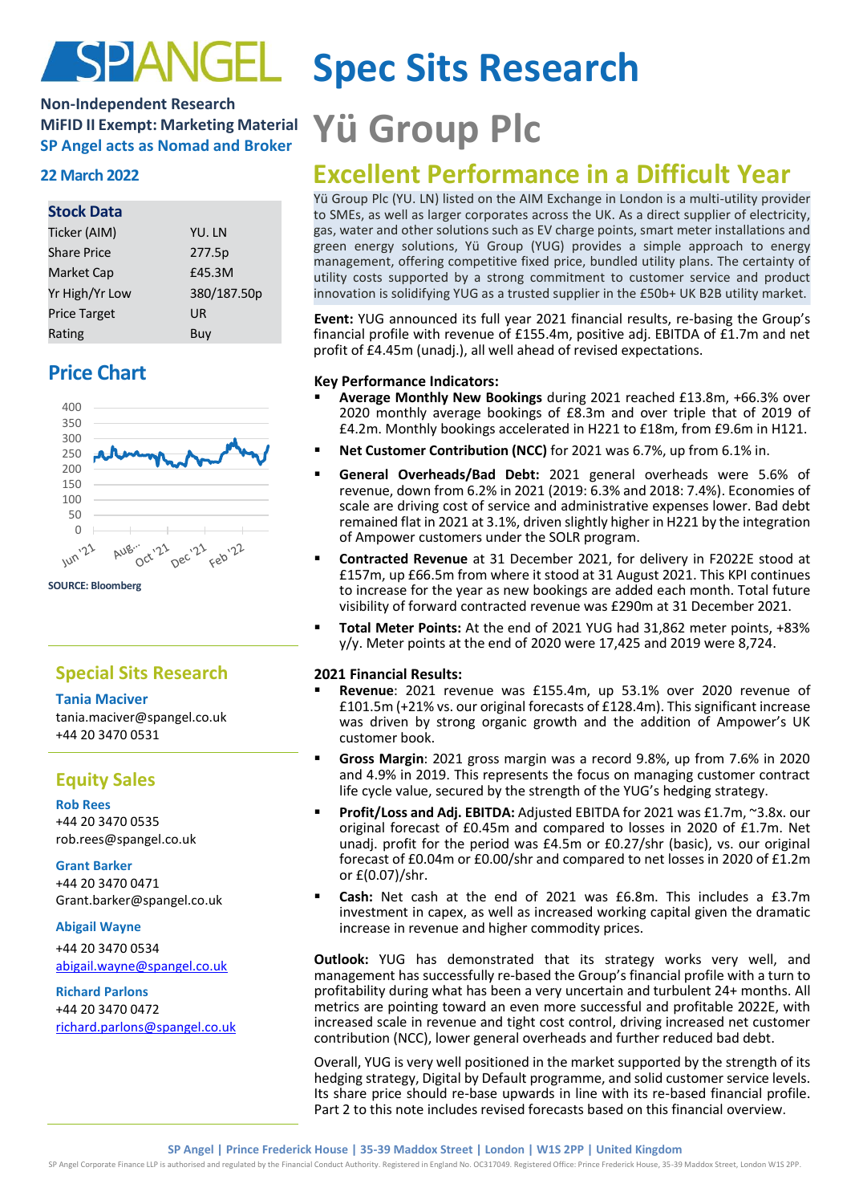# Spec Sits Research

**Non-Independent Research**
**MiFID II Exempt: Marketing Material**
**SP Angel acts as Nomad and Broker**

**22 March 2022**

## Stock Data

| | |
|---|---|
| Ticker (AIM) | YU. LN |
| Share Price | 277.5p |
| Market Cap | £45.3M |
| Yr High/Yr Low | 380/187.50p |
| Price Target | UR |
| Rating | Buy |

## Price Chart

SOURCE: Bloomberg

## Special Sits Research

**Tania Maciver**
tania.maciver@spangel.co.uk
+44 20 3470 0531

## Equity Sales

**Rob Rees**
+44 20 3470 0535
rob.rees@spangel.co.uk

**Grant Barker**
+44 20 3470 0471
Grant.barker@spangel.co.uk

**Abigail Wayne**
+44 20 3470 0534
abigail.wayne@spangel.co.uk

**Richard Parlons**
+44 20 3470 0472
richard.parlons@spangel.co.uk

# Yü Group Plc

## Excellent Performance in a Difficult Year

Yü Group Plc (YU. LN) listed on the AIM Exchange in London is a multi-utility provider to SMEs, as well as larger corporates across the UK. As a direct supplier of electricity, gas, water and other solutions such as EV charge points, smart meter installations and green energy solutions, Yü Group (YUG) provides a simple approach to energy management, offering competitive fixed price, bundled utility plans. The certainty of utility costs supported by a strong commitment to customer service and product innovation is solidifying YUG as a trusted supplier in the £50b+ UK B2B utility market.

**Event:** YUG announced its full year 2021 financial results, re-basing the Group's financial profile with revenue of £155.4m, positive adj. EBITDA of £1.7m and net profit of £4.45m (unadj.), all well ahead of revised expectations.

**Key Performance Indicators:**

- **Average Monthly New Bookings** during 2021 reached £13.8m, +66.3% over 2020 monthly average bookings of £8.3m and over triple that of 2019 of £4.2m. Monthly bookings accelerated in H221 to £18m, from £9.6m in H121.
- **Net Customer Contribution (NCC)** for 2021 was 6.7%, up from 6.1% in.
- **General Overheads/Bad Debt:** 2021 general overheads were 5.6% of revenue, down from 6.2% in 2021 (2019: 6.3% and 2018: 7.4%). Economies of scale are driving cost of service and administrative expenses lower. Bad debt remained flat in 2021 at 3.1%, driven slightly higher in H221 by the integration of Ampower customers under the SOLR program.
- **Contracted Revenue** at 31 December 2021, for delivery in F2022E stood at £157m, up £66.5m from where it stood at 31 August 2021. This KPI continues to increase for the year as new bookings are added each month. Total future visibility of forward contracted revenue was £290m at 31 December 2021.
- **Total Meter Points:** At the end of 2021 YUG had 31,862 meter points, +83% y/y. Meter points at the end of 2020 were 17,425 and 2019 were 8,724.

**2021 Financial Results:**

- **Revenue**: 2021 revenue was £155.4m, up 53.1% over 2020 revenue of £101.5m (+21% vs. our original forecasts of £128.4m). This significant increase was driven by strong organic growth and the addition of Ampower's UK customer book.
- **Gross Margin**: 2021 gross margin was a record 9.8%, up from 7.6% in 2020 and 4.9% in 2019. This represents the focus on managing customer contract life cycle value, secured by the strength of the YUG's hedging strategy.
- **Profit/Loss and Adj. EBITDA:** Adjusted EBITDA for 2021 was £1.7m, ~3.8x. our original forecast of £0.45m and compared to losses in 2020 of £1.7m. Net unadj. profit for the period was £4.5m or £0.27/shr (basic), vs. our original forecast of £0.04m or £0.00/shr and compared to net losses in 2020 of £1.2m or £(0.07)/shr.
- **Cash:** Net cash at the end of 2021 was £6.8m. This includes a £3.7m investment in capex, as well as increased working capital given the dramatic increase in revenue and higher commodity prices.

**Outlook:** YUG has demonstrated that its strategy works very well, and management has successfully re-based the Group's financial profile with a turn to profitability during what has been a very uncertain and turbulent 24+ months. All metrics are pointing toward an even more successful and profitable 2022E, with increased scale in revenue and tight cost control, driving increased net customer contribution (NCC), lower general overheads and further reduced bad debt.

Overall, YUG is very well positioned in the market supported by the strength of its hedging strategy, Digital by Default programme, and solid customer service levels. Its share price should re-base upwards in line with its re-based financial profile. Part 2 to this note includes revised forecasts based on this financial overview.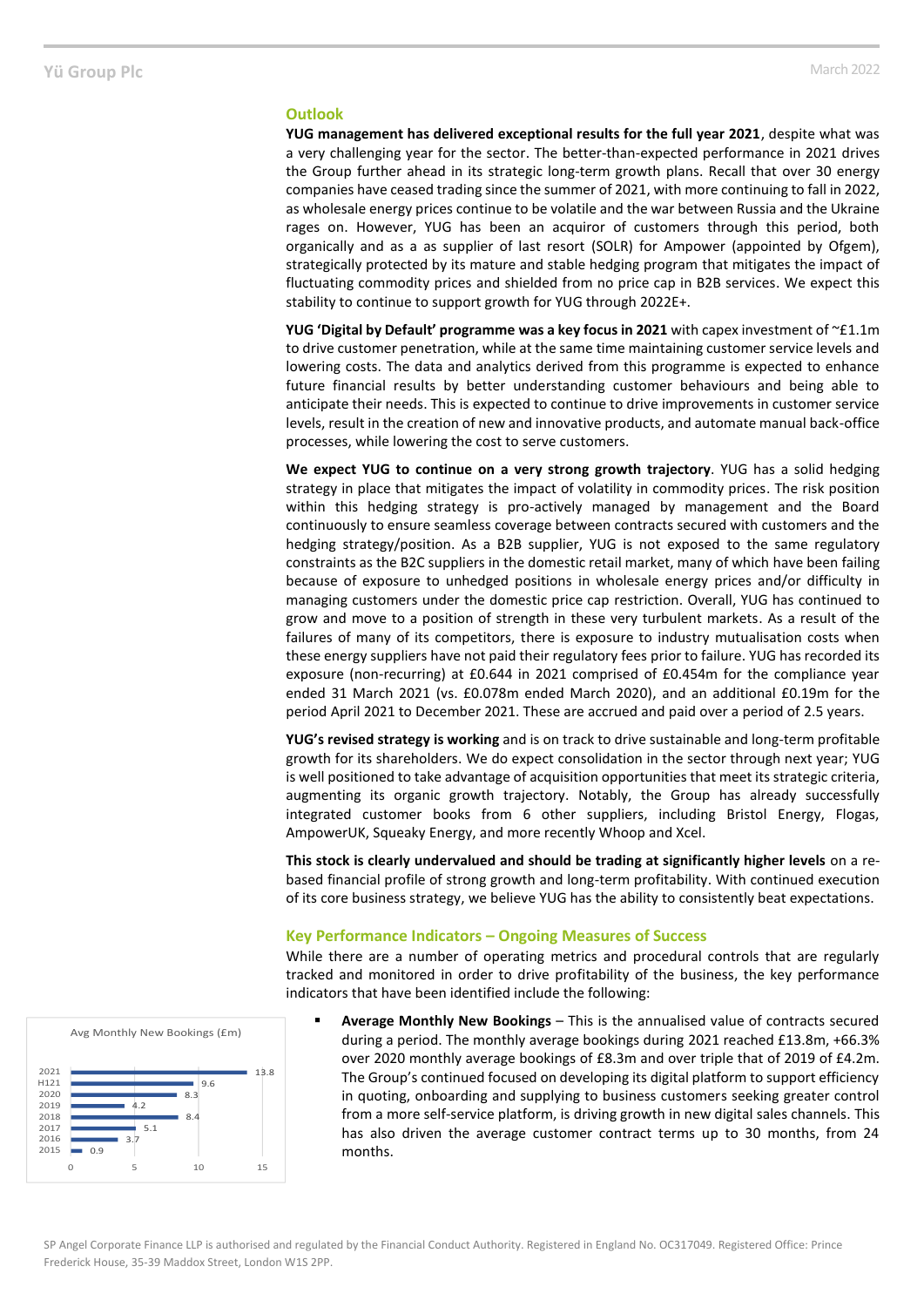## Outlook

**YUG management has delivered exceptional results for the full year 2021**, despite what was a very challenging year for the sector. The better-than-expected performance in 2021 drives the Group further ahead in its strategic long-term growth plans. Recall that over 30 energy companies have ceased trading since the summer of 2021, with more continuing to fall in 2022, as wholesale energy prices continue to be volatile and the war between Russia and the Ukraine rages on. However, YUG has been an acquiror of customers through this period, both organically and as a as supplier of last resort (SOLR) for Ampower (appointed by Ofgem), strategically protected by its mature and stable hedging program that mitigates the impact of fluctuating commodity prices and shielded from no price cap in B2B services. We expect this stability to continue to support growth for YUG through 2022E+.

**YUG 'Digital by Default' programme was a key focus in 2021** with capex investment of ~£1.1m to drive customer penetration, while at the same time maintaining customer service levels and lowering costs. The data and analytics derived from this programme is expected to enhance future financial results by better understanding customer behaviours and being able to anticipate their needs. This is expected to continue to drive improvements in customer service levels, result in the creation of new and innovative products, and automate manual back-office processes, while lowering the cost to serve customers.

**We expect YUG to continue on a very strong growth trajectory**. YUG has a solid hedging strategy in place that mitigates the impact of volatility in commodity prices. The risk position within this hedging strategy is pro-actively managed by management and the Board continuously to ensure seamless coverage between contracts secured with customers and the hedging strategy/position. As a B2B supplier, YUG is not exposed to the same regulatory constraints as the B2C suppliers in the domestic retail market, many of which have been failing because of exposure to unhedged positions in wholesale energy prices and/or difficulty in managing customers under the domestic price cap restriction. Overall, YUG has continued to grow and move to a position of strength in these very turbulent markets. As a result of the failures of many of its competitors, there is exposure to industry mutualisation costs when these energy suppliers have not paid their regulatory fees prior to failure. YUG has recorded its exposure (non-recurring) at £0.644 in 2021 comprised of £0.454m for the compliance year ended 31 March 2021 (vs. £0.078m ended March 2020), and an additional £0.19m for the period April 2021 to December 2021. These are accrued and paid over a period of 2.5 years.

**YUG's revised strategy is working** and is on track to drive sustainable and long-term profitable growth for its shareholders. We do expect consolidation in the sector through next year; YUG is well positioned to take advantage of acquisition opportunities that meet its strategic criteria, augmenting its organic growth trajectory. Notably, the Group has already successfully integrated customer books from 6 other suppliers, including Bristol Energy, Flogas, AmpowerUK, Squeaky Energy, and more recently Whoop and Xcel.

**This stock is clearly undervalued and should be trading at significantly higher levels** on a re-based financial profile of strong growth and long-term profitability. With continued execution of its core business strategy, we believe YUG has the ability to consistently beat expectations.

## Key Performance Indicators – Ongoing Measures of Success

While there are a number of operating metrics and procedural controls that are regularly tracked and monitored in order to drive profitability of the business, the key performance indicators that have been identified include the following:

Avg Monthly New Bookings (£m)

| Period | £m |
|---|---|
| 2021 | 13.8 |
| H121 | 9.6 |
| 2020 | 8.3 |
| 2019 | 4.2 |
| 2018 | 8.4 |
| 2017 | 5.1 |
| 2016 | 3.7 |
| 2015 | 0.9 |

- **Average Monthly New Bookings** – This is the annualised value of contracts secured during a period. The monthly average bookings during 2021 reached £13.8m, +66.3% over 2020 monthly average bookings of £8.3m and over triple that of 2019 of £4.2m. The Group's continued focused on developing its digital platform to support efficiency in quoting, onboarding and supplying to business customers seeking greater control from a more self-service platform, is driving growth in new digital sales channels. This has also driven the average customer contract terms up to 30 months, from 24 months.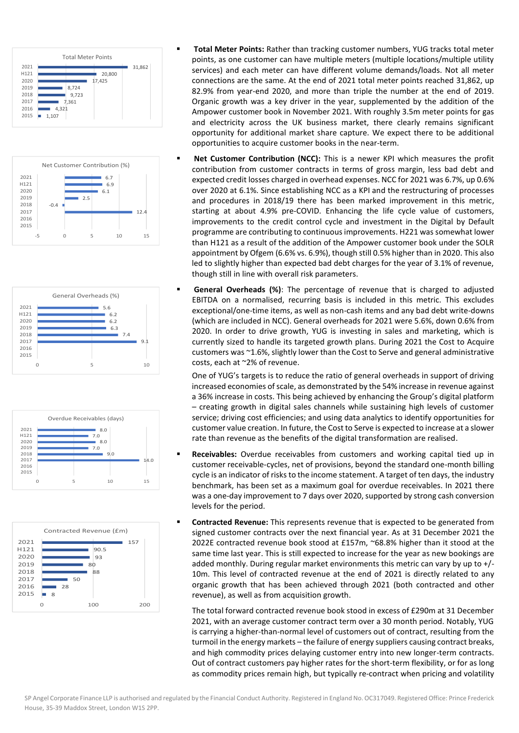**Total Meter Points**

| Period | Total Meter Points |
|---|---|
| 2021 | 31,862 |
| H121 | 20,800 |
| 2020 | 17,425 |
| 2019 | 8,724 |
| 2018 | 9,723 |
| 2017 | 7,361 |
| 2016 | 4,321 |
| 2015 | 1,107 |

- **Total Meter Points:** Rather than tracking customer numbers, YUG tracks total meter points, as one customer can have multiple meters (multiple locations/multiple utility services) and each meter can have different volume demands/loads. Not all meter connections are the same. At the end of 2021 total meter points reached 31,862, up 82.9% from year-end 2020, and more than triple the number at the end of 2019. Organic growth was a key driver in the year, supplemented by the addition of the Ampower customer book in November 2021. With roughly 3.5m meter points for gas and electricity across the UK business market, there clearly remains significant opportunity for additional market share capture. We expect there to be additional opportunities to acquire customer books in the near-term.

**Net Customer Contribution (%)**

| Period | Net Customer Contribution (%) |
|---|---|
| 2021 | 6.7 |
| H121 | 6.9 |
| 2020 | 6.1 |
| 2019 | 2.5 |
| 2018 | -0.4 |
| 2017 | 12.4 |
| 2016 | |
| 2015 | |

- **Net Customer Contribution (NCC):** This is a newer KPI which measures the profit contribution from customer contracts in terms of gross margin, less bad debt and expected credit losses charged in overhead expenses. NCC for 2021 was 6.7%, up 0.6% over 2020 at 6.1%. Since establishing NCC as a KPI and the restructuring of processes and procedures in 2018/19 there has been marked improvement in this metric, starting at about 4.9% pre-COVID. Enhancing the life cycle value of customers, improvements to the credit control cycle and investment in the Digital by Default programme are contributing to continuous improvements. H221 was somewhat lower than H121 as a result of the addition of the Ampower customer book under the SOLR appointment by Ofgem (6.6% vs. 6.9%), though still 0.5% higher than in 2020. This also led to slightly higher than expected bad debt charges for the year of 3.1% of revenue, though still in line with overall risk parameters.

**General Overheads (%)**

| Period | General Overheads (%) |
|---|---|
| 2021 | 5.6 |
| H121 | 6.2 |
| 2020 | 6.2 |
| 2019 | 6.3 |
| 2018 | 7.4 |
| 2017 | 9.1 |
| 2016 | |
| 2015 | |

- **General Overheads (%)**: The percentage of revenue that is charged to adjusted EBITDA on a normalised, recurring basis is included in this metric. This excludes exceptional/one-time items, as well as non-cash items and any bad debt write-downs (which are included in NCC). General overheads for 2021 were 5.6%, down 0.6% from 2020. In order to drive growth, YUG is investing in sales and marketing, which is currently sized to handle its targeted growth plans. During 2021 the Cost to Acquire customers was ~1.6%, slightly lower than the Cost to Serve and general administrative costs, each at ~2% of revenue.

  One of YUG's targets is to reduce the ratio of general overheads in support of driving increased economies of scale, as demonstrated by the 54% increase in revenue against a 36% increase in costs. This being achieved by enhancing the Group's digital platform – creating growth in digital sales channels while sustaining high levels of customer service; driving cost efficiencies; and using data analytics to identify opportunities for customer value creation. In future, the Cost to Serve is expected to increase at a slower rate than revenue as the benefits of the digital transformation are realised.

**Overdue Receivables (days)**

| Period | Overdue Receivables (days) |
|---|---|
| 2021 | 8.0 |
| H121 | 7.0 |
| 2020 | 8.0 |
| 2019 | 7.0 |
| 2018 | 9.0 |
| 2017 | 14.0 |
| 2016 | |
| 2015 | |

- **Receivables:** Overdue receivables from customers and working capital tied up in customer receivable-cycles, net of provisions, beyond the standard one-month billing cycle is an indicator of risks to the income statement. A target of ten days, the industry benchmark, has been set as a maximum goal for overdue receivables. In 2021 there was a one-day improvement to 7 days over 2020, supported by strong cash conversion levels for the period.

**Contracted Revenue (£m)**

| Period | Contracted Revenue (£m) |
|---|---|
| 2021 | 157 |
| H121 | 90.5 |
| 2020 | 93 |
| 2019 | 80 |
| 2018 | 88 |
| 2017 | 50 |
| 2016 | 28 |
| 2015 | 8 |

- **Contracted Revenue:** This represents revenue that is expected to be generated from signed customer contracts over the next financial year. As at 31 December 2021 the 2022E contracted revenue book stood at £157m, ~68.8% higher than it stood at the same time last year. This is still expected to increase for the year as new bookings are added monthly. During regular market environments this metric can vary by up to +/- 10m. This level of contracted revenue at the end of 2021 is directly related to any organic growth that has been achieved through 2021 (both contracted and other revenue), as well as from acquisition growth.

  The total forward contracted revenue book stood in excess of £290m at 31 December 2021, with an average customer contract term over a 30 month period. Notably, YUG is carrying a higher-than-normal level of customers out of contract, resulting from the turmoil in the energy markets – the failure of energy suppliers causing contract breaks, and high commodity prices delaying customer entry into new longer-term contracts. Out of contract customers pay higher rates for the short-term flexibility, or for as long as commodity prices remain high, but typically re-contract when pricing and volatility

SP Angel Corporate Finance LLP is authorised and regulated by the Financial Conduct Authority. Registered in England No. OC317049. Registered Office: Prince Frederick House, 35-39 Maddox Street, London W1S 2PP.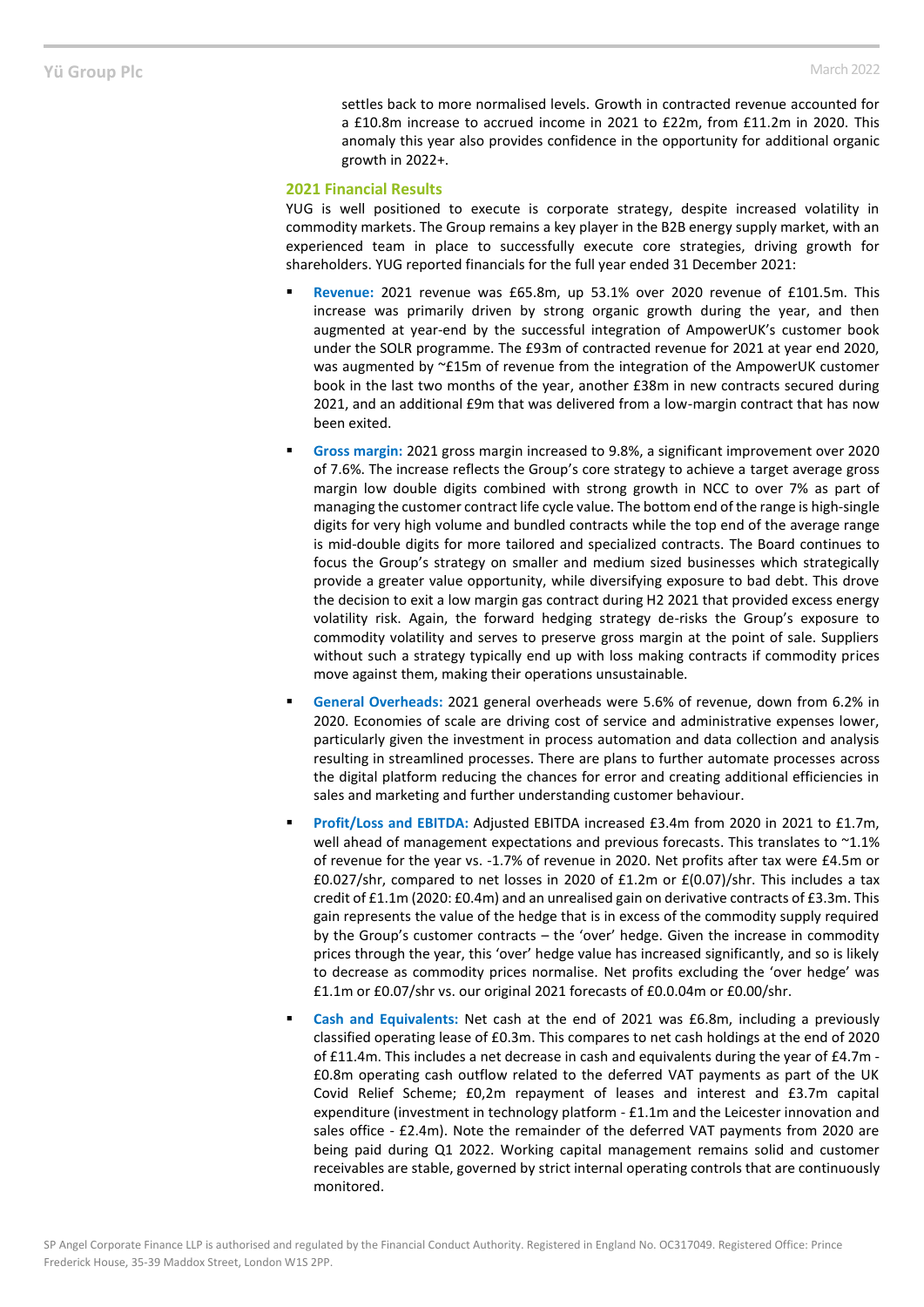settles back to more normalised levels. Growth in contracted revenue accounted for a £10.8m increase to accrued income in 2021 to £22m, from £11.2m in 2020. This anomaly this year also provides confidence in the opportunity for additional organic growth in 2022+.

## 2021 Financial Results

YUG is well positioned to execute is corporate strategy, despite increased volatility in commodity markets. The Group remains a key player in the B2B energy supply market, with an experienced team in place to successfully execute core strategies, driving growth for shareholders. YUG reported financials for the full year ended 31 December 2021:

- **Revenue:** 2021 revenue was £65.8m, up 53.1% over 2020 revenue of £101.5m. This increase was primarily driven by strong organic growth during the year, and then augmented at year-end by the successful integration of AmpowerUK's customer book under the SOLR programme. The £93m of contracted revenue for 2021 at year end 2020, was augmented by ~£15m of revenue from the integration of the AmpowerUK customer book in the last two months of the year, another £38m in new contracts secured during 2021, and an additional £9m that was delivered from a low-margin contract that has now been exited.

- **Gross margin:** 2021 gross margin increased to 9.8%, a significant improvement over 2020 of 7.6%. The increase reflects the Group's core strategy to achieve a target average gross margin low double digits combined with strong growth in NCC to over 7% as part of managing the customer contract life cycle value. The bottom end of the range is high-single digits for very high volume and bundled contracts while the top end of the average range is mid-double digits for more tailored and specialized contracts. The Board continues to focus the Group's strategy on smaller and medium sized businesses which strategically provide a greater value opportunity, while diversifying exposure to bad debt. This drove the decision to exit a low margin gas contract during H2 2021 that provided excess energy volatility risk. Again, the forward hedging strategy de-risks the Group's exposure to commodity volatility and serves to preserve gross margin at the point of sale. Suppliers without such a strategy typically end up with loss making contracts if commodity prices move against them, making their operations unsustainable.

- **General Overheads:** 2021 general overheads were 5.6% of revenue, down from 6.2% in 2020. Economies of scale are driving cost of service and administrative expenses lower, particularly given the investment in process automation and data collection and analysis resulting in streamlined processes. There are plans to further automate processes across the digital platform reducing the chances for error and creating additional efficiencies in sales and marketing and further understanding customer behaviour.

- **Profit/Loss and EBITDA:** Adjusted EBITDA increased £3.4m from 2020 in 2021 to £1.7m, well ahead of management expectations and previous forecasts. This translates to ~1.1% of revenue for the year vs. -1.7% of revenue in 2020. Net profits after tax were £4.5m or £0.027/shr, compared to net losses in 2020 of £1.2m or £(0.07)/shr. This includes a tax credit of £1.1m (2020: £0.4m) and an unrealised gain on derivative contracts of £3.3m. This gain represents the value of the hedge that is in excess of the commodity supply required by the Group's customer contracts – the 'over' hedge. Given the increase in commodity prices through the year, this 'over' hedge value has increased significantly, and so is likely to decrease as commodity prices normalise. Net profits excluding the 'over hedge' was £1.1m or £0.07/shr vs. our original 2021 forecasts of £0.0.04m or £0.00/shr.

- **Cash and Equivalents:** Net cash at the end of 2021 was £6.8m, including a previously classified operating lease of £0.3m. This compares to net cash holdings at the end of 2020 of £11.4m. This includes a net decrease in cash and equivalents during the year of £4.7m - £0.8m operating cash outflow related to the deferred VAT payments as part of the UK Covid Relief Scheme; £0,2m repayment of leases and interest and £3.7m capital expenditure (investment in technology platform - £1.1m and the Leicester innovation and sales office - £2.4m). Note the remainder of the deferred VAT payments from 2020 are being paid during Q1 2022. Working capital management remains solid and customer receivables are stable, governed by strict internal operating controls that are continuously monitored.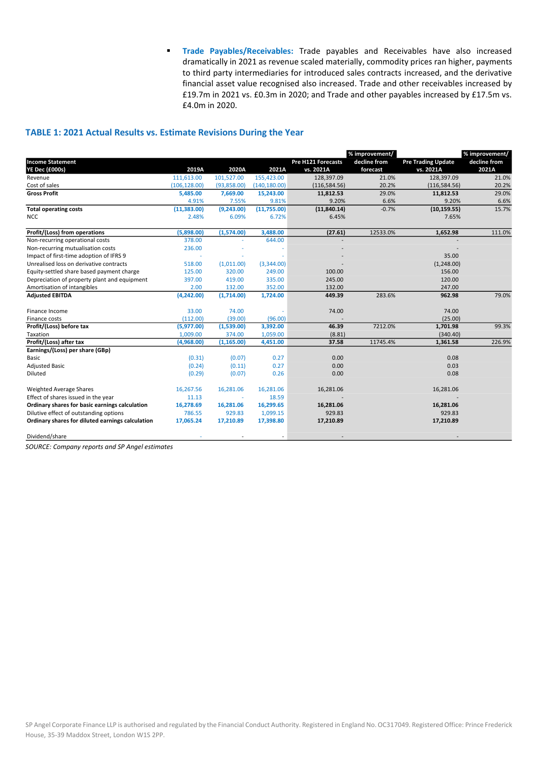- **Trade Payables/Receivables:** Trade payables and Receivables have also increased dramatically in 2021 as revenue scaled materially, commodity prices ran higher, payments to third party intermediaries for introduced sales contracts increased, and the derivative financial asset value recognised also increased. Trade and other receivables increased by £19.7m in 2021 vs. £0.3m in 2020; and Trade and other payables increased by £17.5m vs. £4.0m in 2020.

## TABLE 1: 2021 Actual Results vs. Estimate Revisions During the Year

| Income Statement YE Dec (£000s) | 2019A | 2020A | 2021A | Pre H121 Forecasts vs. 2021A | % improvement/ decline from forecast | Pre Trading Update vs. 2021A | % improvement/ decline from 2021A |
|---|---|---|---|---|---|---|---|
| Revenue | 111,613.00 | 101,527.00 | 155,423.00 | 128,397.09 | 21.0% | 128,397.09 | 21.0% |
| Cost of sales | (106,128.00) | (93,858.00) | (140,180.00) | (116,584.56) | 20.2% | (116,584.56) | 20.2% |
| **Gross Profit** | **5,485.00** | **7,669.00** | **15,243.00** | **11,812.53** | 29.0% | **11,812.53** | 29.0% |
| | 4.91% | 7.55% | 9.81% | 9.20% | 6.6% | 9.20% | 6.6% |
| **Total operating costs** | **(11,383.00)** | **(9,243.00)** | **(11,755.00)** | **(11,840.14)** | -0.7% | **(10,159.55)** | 15.7% |
| NCC | 2.48% | 6.09% | 6.72% | 6.45% | | 7.65% | |
| | | | | | | | |
| **Profit/(Loss) from operations** | **(5,898.00)** | **(1,574.00)** | **3,488.00** | **(27.61)** | 12533.0% | **1,652.98** | 111.0% |
| Non-recurring operational costs | 378.00 | - | 644.00 | - | | - | |
| Non-recurring mutualisation costs | 236.00 | - | - | - | | - | |
| Impact of first-time adoption of IFRS 9 | - | - | - | - | | 35.00 | |
| Unrealised loss on derivative contracts | 518.00 | (1,011.00) | (3,344.00) | - | | (1,248.00) | |
| Equity-settled share based payment charge | 125.00 | 320.00 | 249.00 | 100.00 | | 156.00 | |
| Depreciation of property plant and equipment | 397.00 | 419.00 | 335.00 | 245.00 | | 120.00 | |
| Amortisation of intangibles | 2.00 | 132.00 | 352.00 | 132.00 | | 247.00 | |
| **Adjusted EBITDA** | **(4,242.00)** | **(1,714.00)** | **1,724.00** | **449.39** | 283.6% | **962.98** | 79.0% |
| | | | | | | | |
| Finance Income | 33.00 | 74.00 | - | 74.00 | | 74.00 | |
| Finance costs | (112.00) | (39.00) | (96.00) | - | | (25.00) | |
| **Profit/(Loss) before tax** | **(5,977.00)** | **(1,539.00)** | **3,392.00** | **46.39** | 7212.0% | **1,701.98** | 99.3% |
| Taxation | 1,009.00 | 374.00 | 1,059.00 | (8.81) | | (340.40) | |
| **Profit/(Loss) after tax** | **(4,968.00)** | **(1,165.00)** | **4,451.00** | **37.58** | 11745.4% | **1,361.58** | 226.9% |
| **Earnings/(Loss) per share (GBp)** | | | | | | | |
| Basic | (0.31) | (0.07) | 0.27 | 0.00 | | 0.08 | |
| Adjusted Basic | (0.24) | (0.11) | 0.27 | 0.00 | | 0.03 | |
| Diluted | (0.29) | (0.07) | 0.26 | 0.00 | | 0.08 | |
| | | | | | | | |
| Weighted Average Shares | 16,267.56 | 16,281.06 | 16,281.06 | 16,281.06 | | 16,281.06 | |
| Effect of shares issued in the year | 11.13 | - | 18.59 | - | | - | |
| **Ordinary shares for basic earnings calculation** | **16,278.69** | **16,281.06** | **16,299.65** | **16,281.06** | | **16,281.06** | |
| Dilutive effect of outstanding options | 786.55 | 929.83 | 1,099.15 | 929.83 | | 929.83 | |
| **Ordinary shares for diluted earnings calculation** | **17,065.24** | **17,210.89** | **17,398.80** | **17,210.89** | | **17,210.89** | |
| | | | | | | | |
| Dividend/share | - | - | - | - | | - | |

*SOURCE: Company reports and SP Angel estimates*

SP Angel Corporate Finance LLP is authorised and regulated by the Financial Conduct Authority. Registered in England No. OC317049. Registered Office: Prince Frederick House, 35-39 Maddox Street, London W1S 2PP.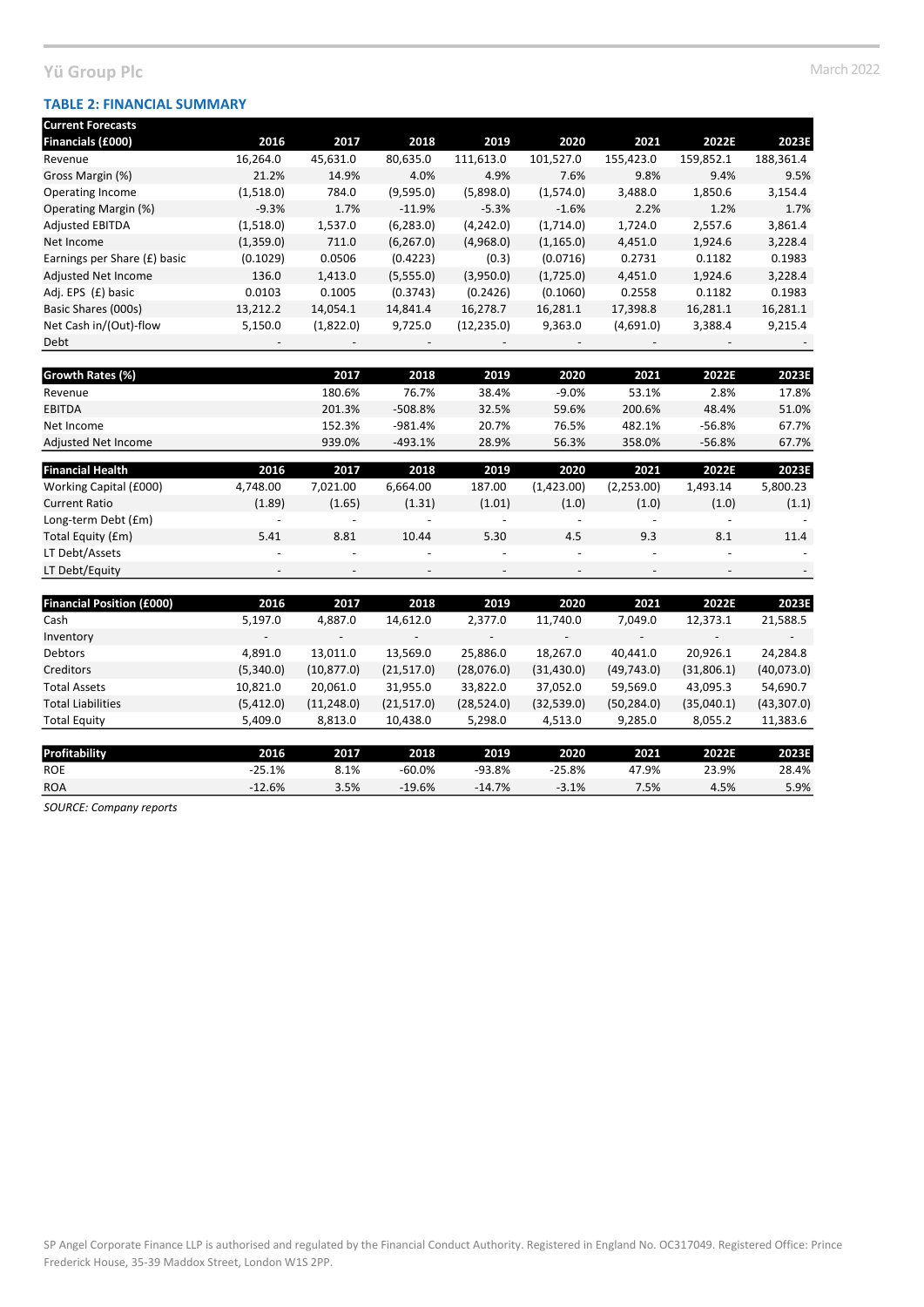### TABLE 2: FINANCIAL SUMMARY

| Current Forecasts Financials (£000) | 2016 | 2017 | 2018 | 2019 | 2020 | 2021 | 2022E | 2023E |
|---|---|---|---|---|---|---|---|---|
| Revenue | 16,264.0 | 45,631.0 | 80,635.0 | 111,613.0 | 101,527.0 | 155,423.0 | 159,852.1 | 188,361.4 |
| Gross Margin (%) | 21.2% | 14.9% | 4.0% | 4.9% | 7.6% | 9.8% | 9.4% | 9.5% |
| Operating Income | (1,518.0) | 784.0 | (9,595.0) | (5,898.0) | (1,574.0) | 3,488.0 | 1,850.6 | 3,154.4 |
| Operating Margin (%) | -9.3% | 1.7% | -11.9% | -5.3% | -1.6% | 2.2% | 1.2% | 1.7% |
| Adjusted EBITDA | (1,518.0) | 1,537.0 | (6,283.0) | (4,242.0) | (1,714.0) | 1,724.0 | 2,557.6 | 3,861.4 |
| Net Income | (1,359.0) | 711.0 | (6,267.0) | (4,968.0) | (1,165.0) | 4,451.0 | 1,924.6 | 3,228.4 |
| Earnings per Share (£) basic | (0.1029) | 0.0506 | (0.4223) | (0.3) | (0.0716) | 0.2731 | 0.1182 | 0.1983 |
| Adjusted Net Income | 136.0 | 1,413.0 | (5,555.0) | (3,950.0) | (1,725.0) | 4,451.0 | 1,924.6 | 3,228.4 |
| Adj. EPS (£) basic | 0.0103 | 0.1005 | (0.3743) | (0.2426) | (0.1060) | 0.2558 | 0.1182 | 0.1983 |
| Basic Shares (000s) | 13,212.2 | 14,054.1 | 14,841.4 | 16,278.7 | 16,281.1 | 17,398.8 | 16,281.1 | 16,281.1 |
| Net Cash in/(Out)-flow | 5,150.0 | (1,822.0) | 9,725.0 | (12,235.0) | 9,363.0 | (4,691.0) | 3,388.4 | 9,215.4 |
| Debt | - | - | - | - | - | - | - | - |

| Growth Rates (%) | | 2017 | 2018 | 2019 | 2020 | 2021 | 2022E | 2023E |
|---|---|---|---|---|---|---|---|---|
| Revenue | | 180.6% | 76.7% | 38.4% | -9.0% | 53.1% | 2.8% | 17.8% |
| EBITDA | | 201.3% | -508.8% | 32.5% | 59.6% | 200.6% | 48.4% | 51.0% |
| Net Income | | 152.3% | -981.4% | 20.7% | 76.5% | 482.1% | -56.8% | 67.7% |
| Adjusted Net Income | | 939.0% | -493.1% | 28.9% | 56.3% | 358.0% | -56.8% | 67.7% |

| Financial Health | 2016 | 2017 | 2018 | 2019 | 2020 | 2021 | 2022E | 2023E |
|---|---|---|---|---|---|---|---|---|
| Working Capital (£000) | 4,748.00 | 7,021.00 | 6,664.00 | 187.00 | (1,423.00) | (2,253.00) | 1,493.14 | 5,800.23 |
| Current Ratio | (1.89) | (1.65) | (1.31) | (1.01) | (1.0) | (1.0) | (1.0) | (1.1) |
| Long-term Debt (£m) | - | - | - | - | - | - | - | - |
| Total Equity (£m) | 5.41 | 8.81 | 10.44 | 5.30 | 4.5 | 9.3 | 8.1 | 11.4 |
| LT Debt/Assets | - | - | - | - | - | - | - | - |
| LT Debt/Equity | - | - | - | - | - | - | - | - |

| Financial Position (£000) | 2016 | 2017 | 2018 | 2019 | 2020 | 2021 | 2022E | 2023E |
|---|---|---|---|---|---|---|---|---|
| Cash | 5,197.0 | 4,887.0 | 14,612.0 | 2,377.0 | 11,740.0 | 7,049.0 | 12,373.1 | 21,588.5 |
| Inventory | - | - | - | - | - | - | - | - |
| Debtors | 4,891.0 | 13,011.0 | 13,569.0 | 25,886.0 | 18,267.0 | 40,441.0 | 20,926.1 | 24,284.8 |
| Creditors | (5,340.0) | (10,877.0) | (21,517.0) | (28,076.0) | (31,430.0) | (49,743.0) | (31,806.1) | (40,073.0) |
| Total Assets | 10,821.0 | 20,061.0 | 31,955.0 | 33,822.0 | 37,052.0 | 59,569.0 | 43,095.3 | 54,690.7 |
| Total Liabilities | (5,412.0) | (11,248.0) | (21,517.0) | (28,524.0) | (32,539.0) | (50,284.0) | (35,040.1) | (43,307.0) |
| Total Equity | 5,409.0 | 8,813.0 | 10,438.0 | 5,298.0 | 4,513.0 | 9,285.0 | 8,055.2 | 11,383.6 |

| Profitability | 2016 | 2017 | 2018 | 2019 | 2020 | 2021 | 2022E | 2023E |
|---|---|---|---|---|---|---|---|---|
| ROE | -25.1% | 8.1% | -60.0% | -93.8% | -25.8% | 47.9% | 23.9% | 28.4% |
| ROA | -12.6% | 3.5% | -19.6% | -14.7% | -3.1% | 7.5% | 4.5% | 5.9% |

*SOURCE: Company reports*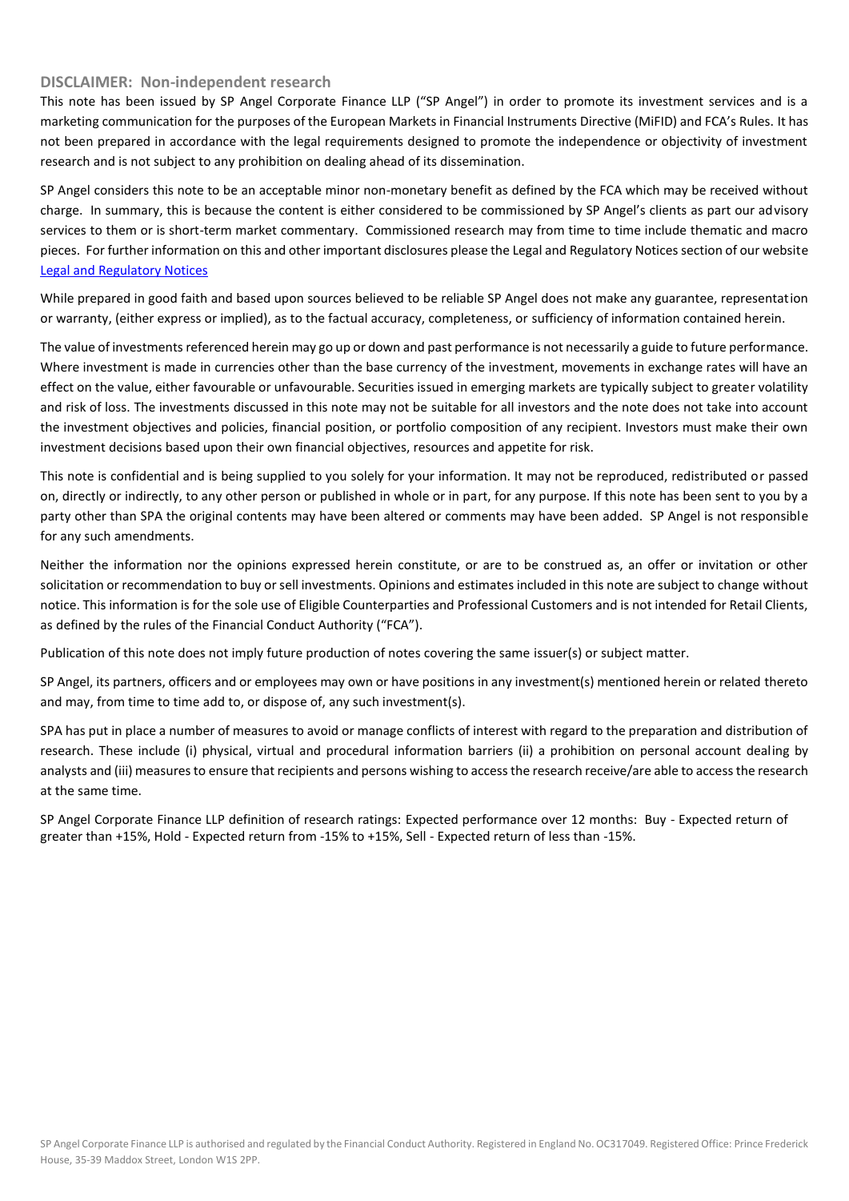## DISCLAIMER: Non-independent research

This note has been issued by SP Angel Corporate Finance LLP ("SP Angel") in order to promote its investment services and is a marketing communication for the purposes of the European Markets in Financial Instruments Directive (MiFID) and FCA's Rules. It has not been prepared in accordance with the legal requirements designed to promote the independence or objectivity of investment research and is not subject to any prohibition on dealing ahead of its dissemination.

SP Angel considers this note to be an acceptable minor non-monetary benefit as defined by the FCA which may be received without charge. In summary, this is because the content is either considered to be commissioned by SP Angel's clients as part our advisory services to them or is short-term market commentary. Commissioned research may from time to time include thematic and macro pieces. For further information on this and other important disclosures please the Legal and Regulatory Notices section of our website [Legal and Regulatory Notices]

While prepared in good faith and based upon sources believed to be reliable SP Angel does not make any guarantee, representation or warranty, (either express or implied), as to the factual accuracy, completeness, or sufficiency of information contained herein.

The value of investments referenced herein may go up or down and past performance is not necessarily a guide to future performance. Where investment is made in currencies other than the base currency of the investment, movements in exchange rates will have an effect on the value, either favourable or unfavourable. Securities issued in emerging markets are typically subject to greater volatility and risk of loss. The investments discussed in this note may not be suitable for all investors and the note does not take into account the investment objectives and policies, financial position, or portfolio composition of any recipient. Investors must make their own investment decisions based upon their own financial objectives, resources and appetite for risk.

This note is confidential and is being supplied to you solely for your information. It may not be reproduced, redistributed or passed on, directly or indirectly, to any other person or published in whole or in part, for any purpose. If this note has been sent to you by a party other than SPA the original contents may have been altered or comments may have been added. SP Angel is not responsible for any such amendments.

Neither the information nor the opinions expressed herein constitute, or are to be construed as, an offer or invitation or other solicitation or recommendation to buy or sell investments. Opinions and estimates included in this note are subject to change without notice. This information is for the sole use of Eligible Counterparties and Professional Customers and is not intended for Retail Clients, as defined by the rules of the Financial Conduct Authority ("FCA").

Publication of this note does not imply future production of notes covering the same issuer(s) or subject matter.

SP Angel, its partners, officers and or employees may own or have positions in any investment(s) mentioned herein or related thereto and may, from time to time add to, or dispose of, any such investment(s).

SPA has put in place a number of measures to avoid or manage conflicts of interest with regard to the preparation and distribution of research. These include (i) physical, virtual and procedural information barriers (ii) a prohibition on personal account dealing by analysts and (iii) measures to ensure that recipients and persons wishing to access the research receive/are able to access the research at the same time.

SP Angel Corporate Finance LLP definition of research ratings: Expected performance over 12 months: Buy - Expected return of greater than +15%, Hold - Expected return from -15% to +15%, Sell - Expected return of less than -15%.

SP Angel Corporate Finance LLP is authorised and regulated by the Financial Conduct Authority. Registered in England No. OC317049. Registered Office: Prince Frederick House, 35-39 Maddox Street, London W1S 2PP.